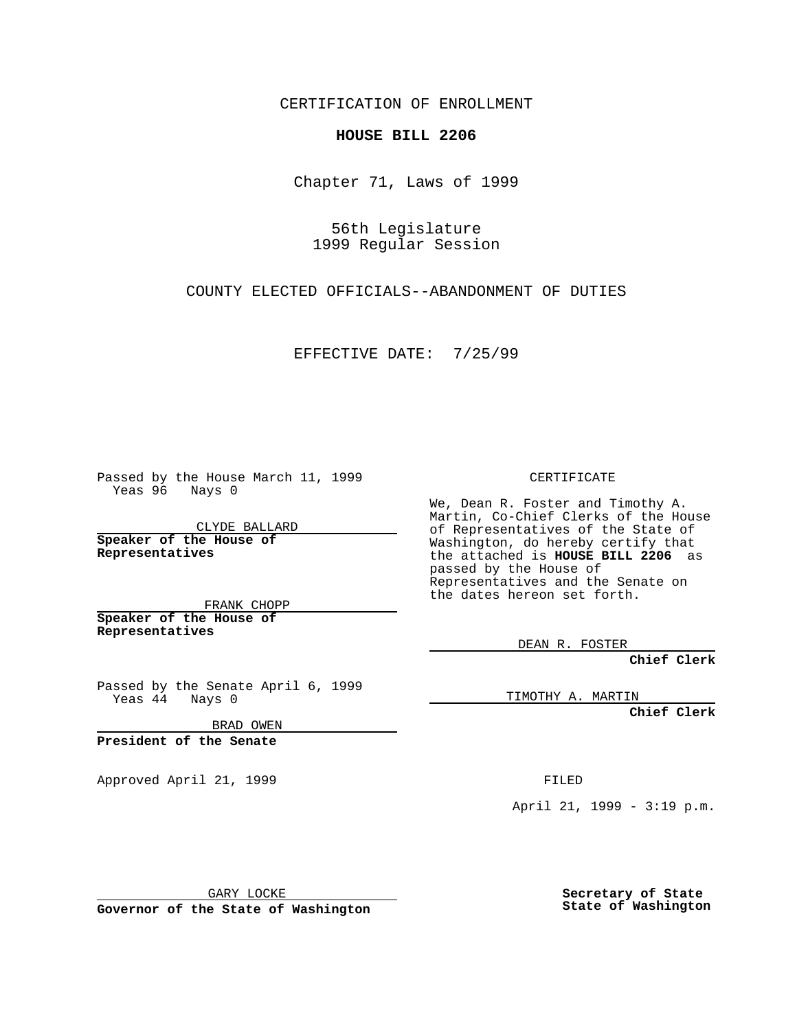CERTIFICATION OF ENROLLMENT

**HOUSE BILL 2206**

Chapter 71, Laws of 1999

56th Legislature
1999 Regular Session

COUNTY ELECTED OFFICIALS--ABANDONMENT OF DUTIES

EFFECTIVE DATE: 7/25/99

Passed by the House March 11, 1999
Yeas 96 Nays 0

CLYDE BALLARD
**Speaker of the House of Representatives**

FRANK CHOPP
**Speaker of the House of Representatives**

Passed by the Senate April 6, 1999
Yeas 44 Nays 0

BRAD OWEN
**President of the Senate**

Approved April 21, 1999

GARY LOCKE
**Governor of the State of Washington**

CERTIFICATE

We, Dean R. Foster and Timothy A. Martin, Co-Chief Clerks of the House of Representatives of the State of Washington, do hereby certify that the attached is **HOUSE BILL 2206** as passed by the House of Representatives and the Senate on the dates hereon set forth.

DEAN R. FOSTER
**Chief Clerk**

TIMOTHY A. MARTIN
**Chief Clerk**

FILED

April 21, 1999 - 3:19 p.m.

**Secretary of State**
**State of Washington**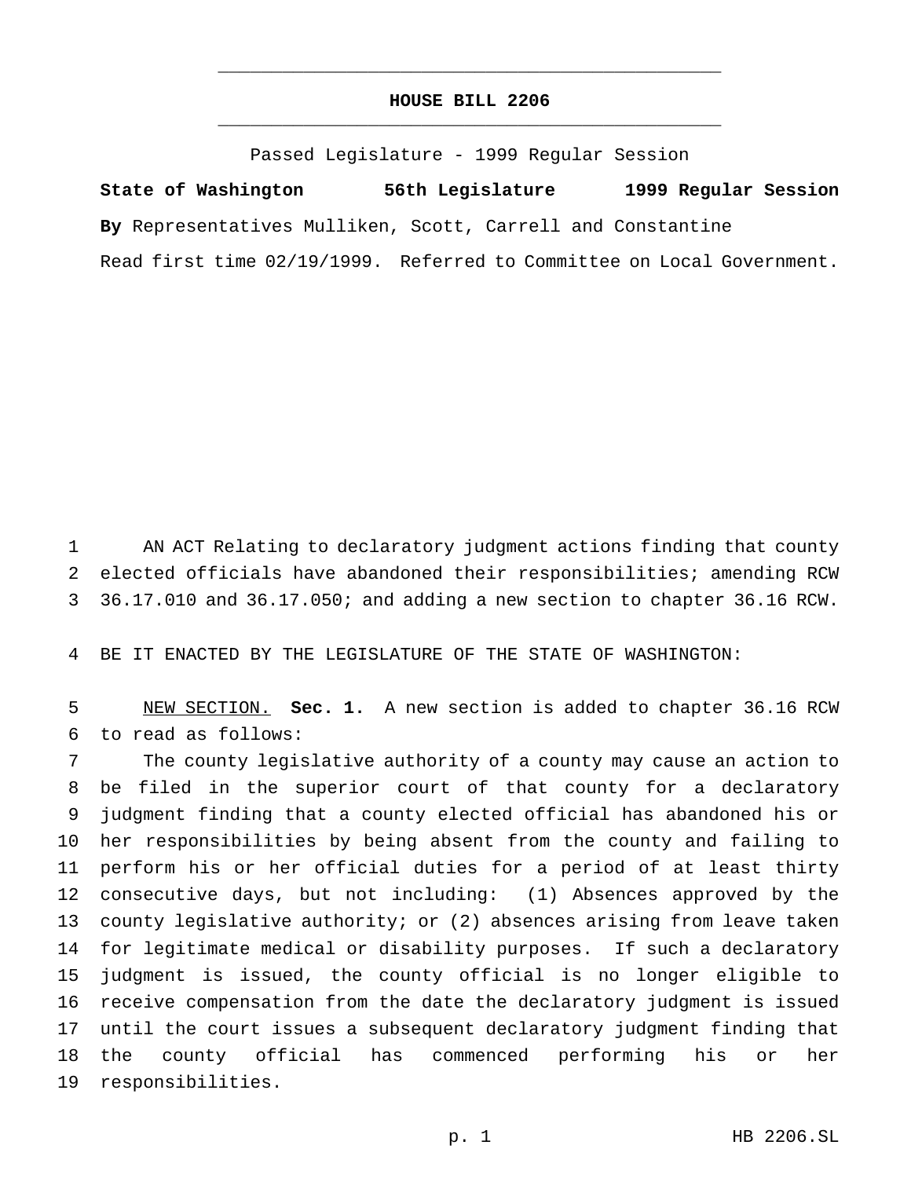# HOUSE BILL 2206

Passed Legislature - 1999 Regular Session

**State of Washington 56th Legislature 1999 Regular Session**

**By** Representatives Mulliken, Scott, Carrell and Constantine

Read first time 02/19/1999. Referred to Committee on Local Government.

AN ACT Relating to declaratory judgment actions finding that county elected officials have abandoned their responsibilities; amending RCW 36.17.010 and 36.17.050; and adding a new section to chapter 36.16 RCW.

BE IT ENACTED BY THE LEGISLATURE OF THE STATE OF WASHINGTON:

NEW SECTION. **Sec. 1.** A new section is added to chapter 36.16 RCW to read as follows:

The county legislative authority of a county may cause an action to be filed in the superior court of that county for a declaratory judgment finding that a county elected official has abandoned his or her responsibilities by being absent from the county and failing to perform his or her official duties for a period of at least thirty consecutive days, but not including: (1) Absences approved by the county legislative authority; or (2) absences arising from leave taken for legitimate medical or disability purposes. If such a declaratory judgment is issued, the county official is no longer eligible to receive compensation from the date the declaratory judgment is issued until the court issues a subsequent declaratory judgment finding that the county official has commenced performing his or her responsibilities.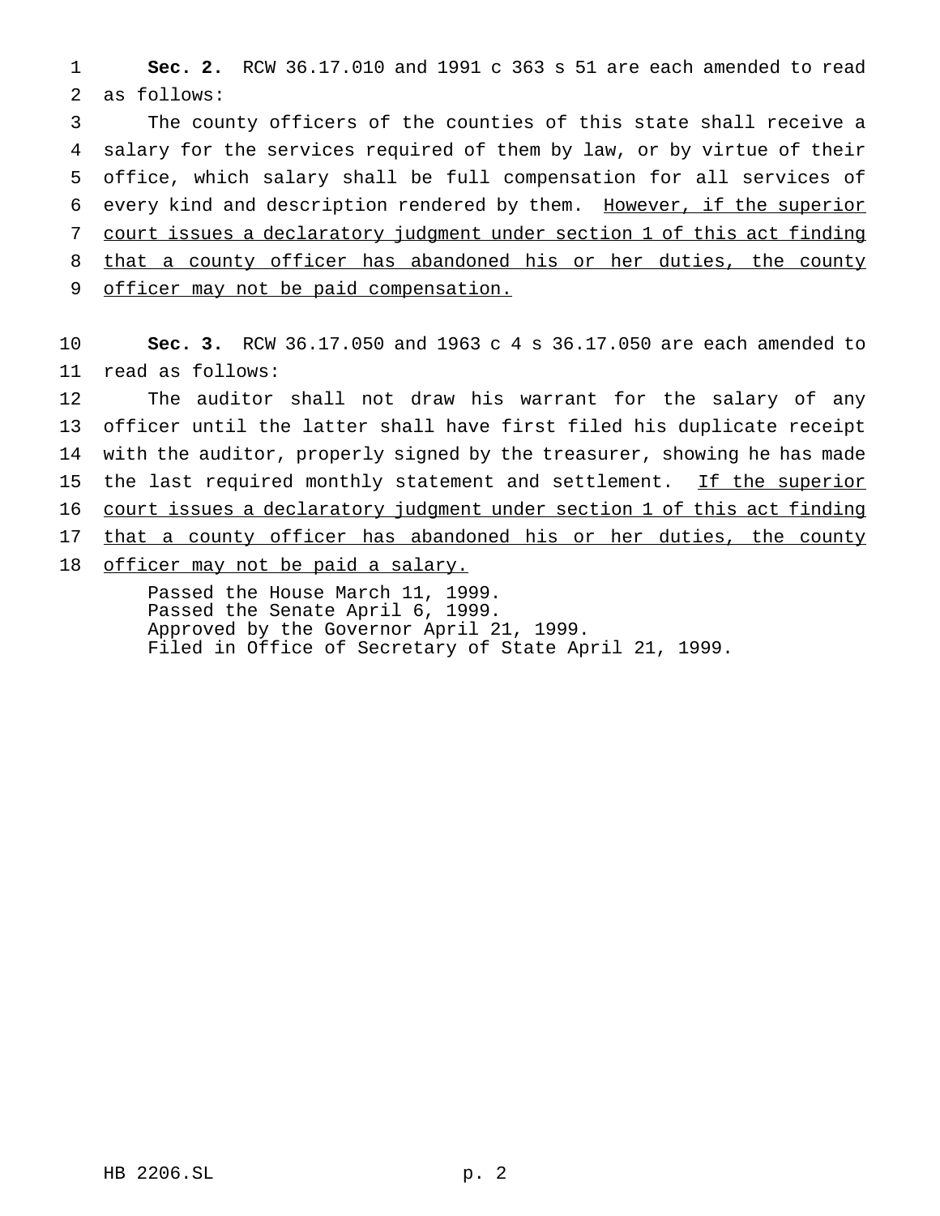**Sec. 2.** RCW 36.17.010 and 1991 c 363 s 51 are each amended to read as follows:

The county officers of the counties of this state shall receive a salary for the services required of them by law, or by virtue of their office, which salary shall be full compensation for all services of every kind and description rendered by them. <u>However, if the superior court issues a declaratory judgment under section 1 of this act finding that a county officer has abandoned his or her duties, the county officer may not be paid compensation.</u>

**Sec. 3.** RCW 36.17.050 and 1963 c 4 s 36.17.050 are each amended to read as follows:

The auditor shall not draw his warrant for the salary of any officer until the latter shall have first filed his duplicate receipt with the auditor, properly signed by the treasurer, showing he has made the last required monthly statement and settlement. <u>If the superior court issues a declaratory judgment under section 1 of this act finding that a county officer has abandoned his or her duties, the county officer may not be paid a salary.</u>

Passed the House March 11, 1999.
Passed the Senate April 6, 1999.
Approved by the Governor April 21, 1999.
Filed in Office of Secretary of State April 21, 1999.